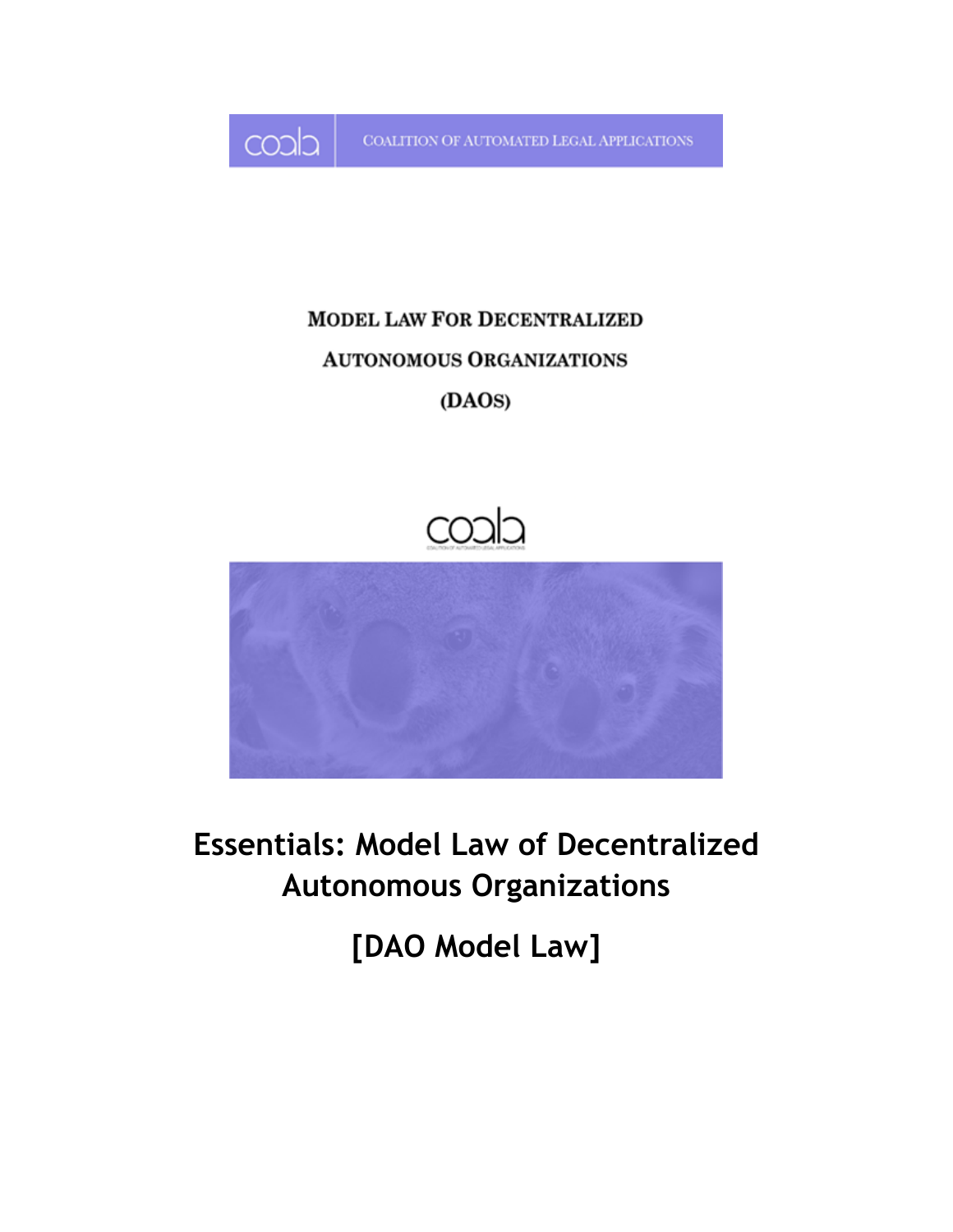COALITION OF AUTOMATED LEGAL APPLICATIONS

MODEL LAW FOR DECENTRALIZED AUTONOMOUS ORGANIZATIONS (DAOS)

# Essentials: Model Law of Decentralized Autonomous Organizations

## [DAO Model Law]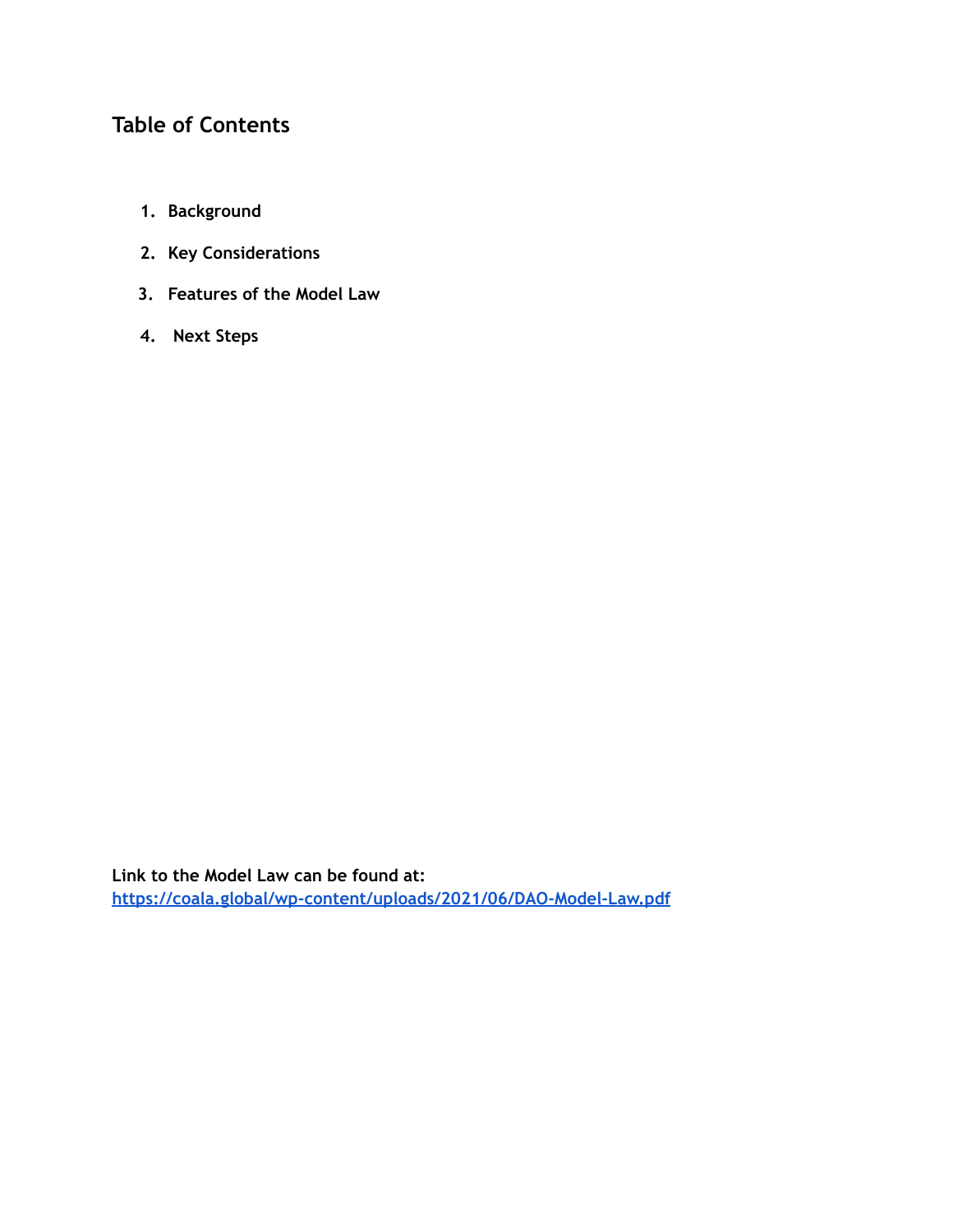## Table of Contents

1. **Background**
2. **Key Considerations**
3. **Features of the Model Law**
4. **Next Steps**

**Link to the Model Law can be found at:**
[https://coala.global/wp-content/uploads/2021/06/DAO-Model-Law.pdf](https://coala.global/wp-content/uploads/2021/06/DAO-Model-Law.pdf)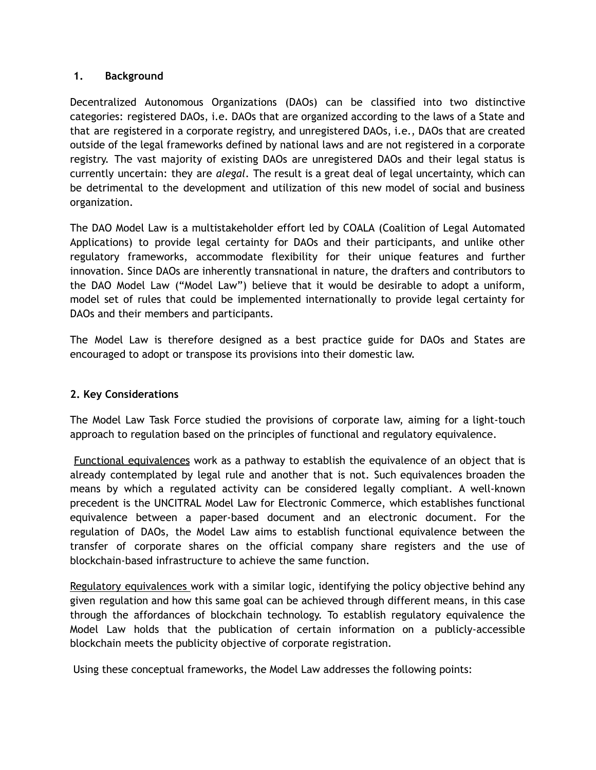## 1. Background

Decentralized Autonomous Organizations (DAOs) can be classified into two distinctive categories: registered DAOs, i.e. DAOs that are organized according to the laws of a State and that are registered in a corporate registry, and unregistered DAOs, i.e., DAOs that are created outside of the legal frameworks defined by national laws and are not registered in a corporate registry. The vast majority of existing DAOs are unregistered DAOs and their legal status is currently uncertain: they are *alegal*. The result is a great deal of legal uncertainty, which can be detrimental to the development and utilization of this new model of social and business organization.

The DAO Model Law is a multistakeholder effort led by COALA (Coalition of Legal Automated Applications) to provide legal certainty for DAOs and their participants, and unlike other regulatory frameworks, accommodate flexibility for their unique features and further innovation. Since DAOs are inherently transnational in nature, the drafters and contributors to the DAO Model Law ("Model Law") believe that it would be desirable to adopt a uniform, model set of rules that could be implemented internationally to provide legal certainty for DAOs and their members and participants.

The Model Law is therefore designed as a best practice guide for DAOs and States are encouraged to adopt or transpose its provisions into their domestic law.

## 2. Key Considerations

The Model Law Task Force studied the provisions of corporate law, aiming for a light-touch approach to regulation based on the principles of functional and regulatory equivalence.

<u>Functional equivalences</u> work as a pathway to establish the equivalence of an object that is already contemplated by legal rule and another that is not. Such equivalences broaden the means by which a regulated activity can be considered legally compliant. A well-known precedent is the UNCITRAL Model Law for Electronic Commerce, which establishes functional equivalence between a paper-based document and an electronic document. For the regulation of DAOs, the Model Law aims to establish functional equivalence between the transfer of corporate shares on the official company share registers and the use of blockchain-based infrastructure to achieve the same function.

<u>Regulatory equivalences</u> work with a similar logic, identifying the policy objective behind any given regulation and how this same goal can be achieved through different means, in this case through the affordances of blockchain technology. To establish regulatory equivalence the Model Law holds that the publication of certain information on a publicly-accessible blockchain meets the publicity objective of corporate registration.

Using these conceptual frameworks, the Model Law addresses the following points: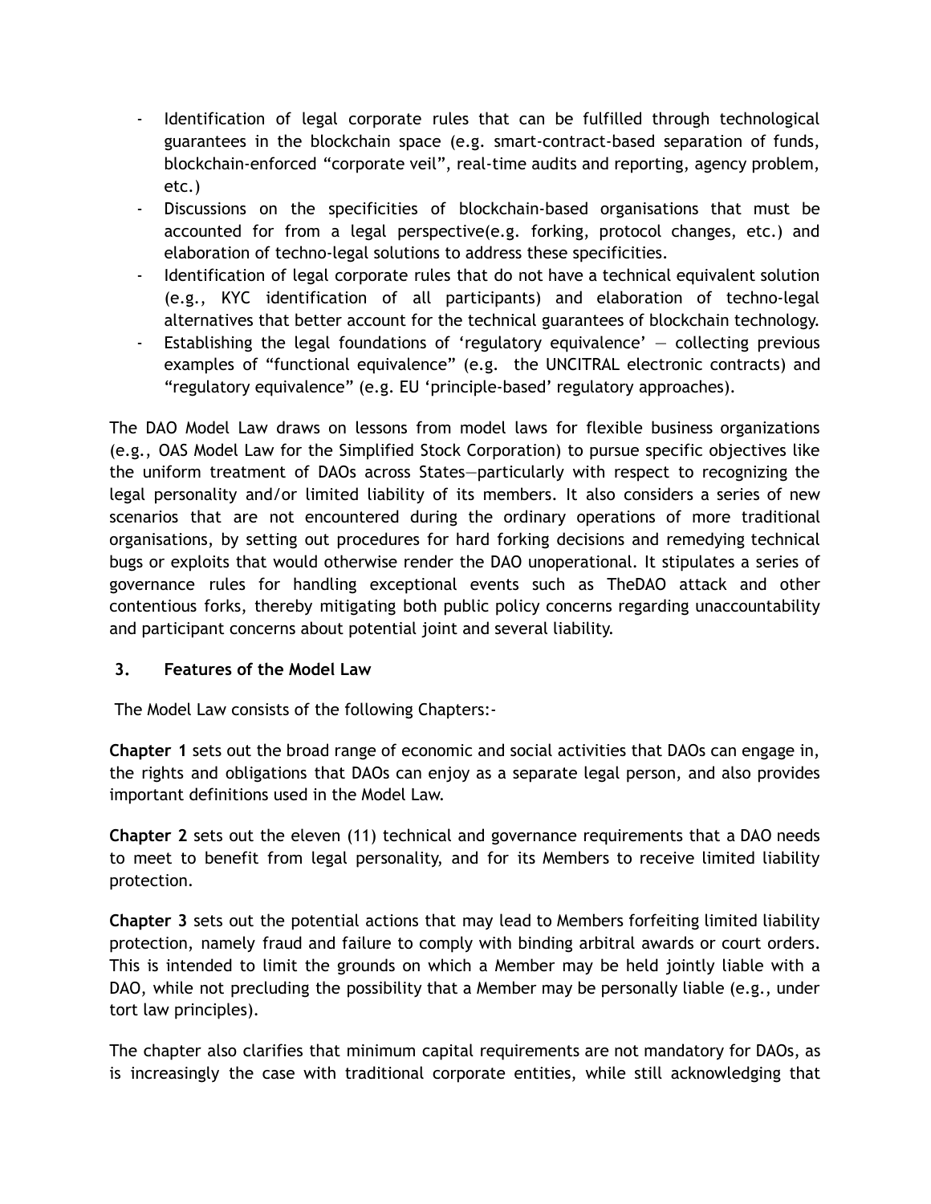- Identification of legal corporate rules that can be fulfilled through technological guarantees in the blockchain space (e.g. smart-contract-based separation of funds, blockchain-enforced "corporate veil", real-time audits and reporting, agency problem, etc.)
- Discussions on the specificities of blockchain-based organisations that must be accounted for from a legal perspective(e.g. forking, protocol changes, etc.) and elaboration of techno-legal solutions to address these specificities.
- Identification of legal corporate rules that do not have a technical equivalent solution (e.g., KYC identification of all participants) and elaboration of techno-legal alternatives that better account for the technical guarantees of blockchain technology.
- Establishing the legal foundations of 'regulatory equivalence' — collecting previous examples of "functional equivalence" (e.g. the UNCITRAL electronic contracts) and "regulatory equivalence" (e.g. EU 'principle-based' regulatory approaches).

The DAO Model Law draws on lessons from model laws for flexible business organizations (e.g., OAS Model Law for the Simplified Stock Corporation) to pursue specific objectives like the uniform treatment of DAOs across States—particularly with respect to recognizing the legal personality and/or limited liability of its members. It also considers a series of new scenarios that are not encountered during the ordinary operations of more traditional organisations, by setting out procedures for hard forking decisions and remedying technical bugs or exploits that would otherwise render the DAO unoperational. It stipulates a series of governance rules for handling exceptional events such as TheDAO attack and other contentious forks, thereby mitigating both public policy concerns regarding unaccountability and participant concerns about potential joint and several liability.

## 3. Features of the Model Law

The Model Law consists of the following Chapters:-

**Chapter 1** sets out the broad range of economic and social activities that DAOs can engage in, the rights and obligations that DAOs can enjoy as a separate legal person, and also provides important definitions used in the Model Law.

**Chapter 2** sets out the eleven (11) technical and governance requirements that a DAO needs to meet to benefit from legal personality, and for its Members to receive limited liability protection.

**Chapter 3** sets out the potential actions that may lead to Members forfeiting limited liability protection, namely fraud and failure to comply with binding arbitral awards or court orders. This is intended to limit the grounds on which a Member may be held jointly liable with a DAO, while not precluding the possibility that a Member may be personally liable (e.g., under tort law principles).

The chapter also clarifies that minimum capital requirements are not mandatory for DAOs, as is increasingly the case with traditional corporate entities, while still acknowledging that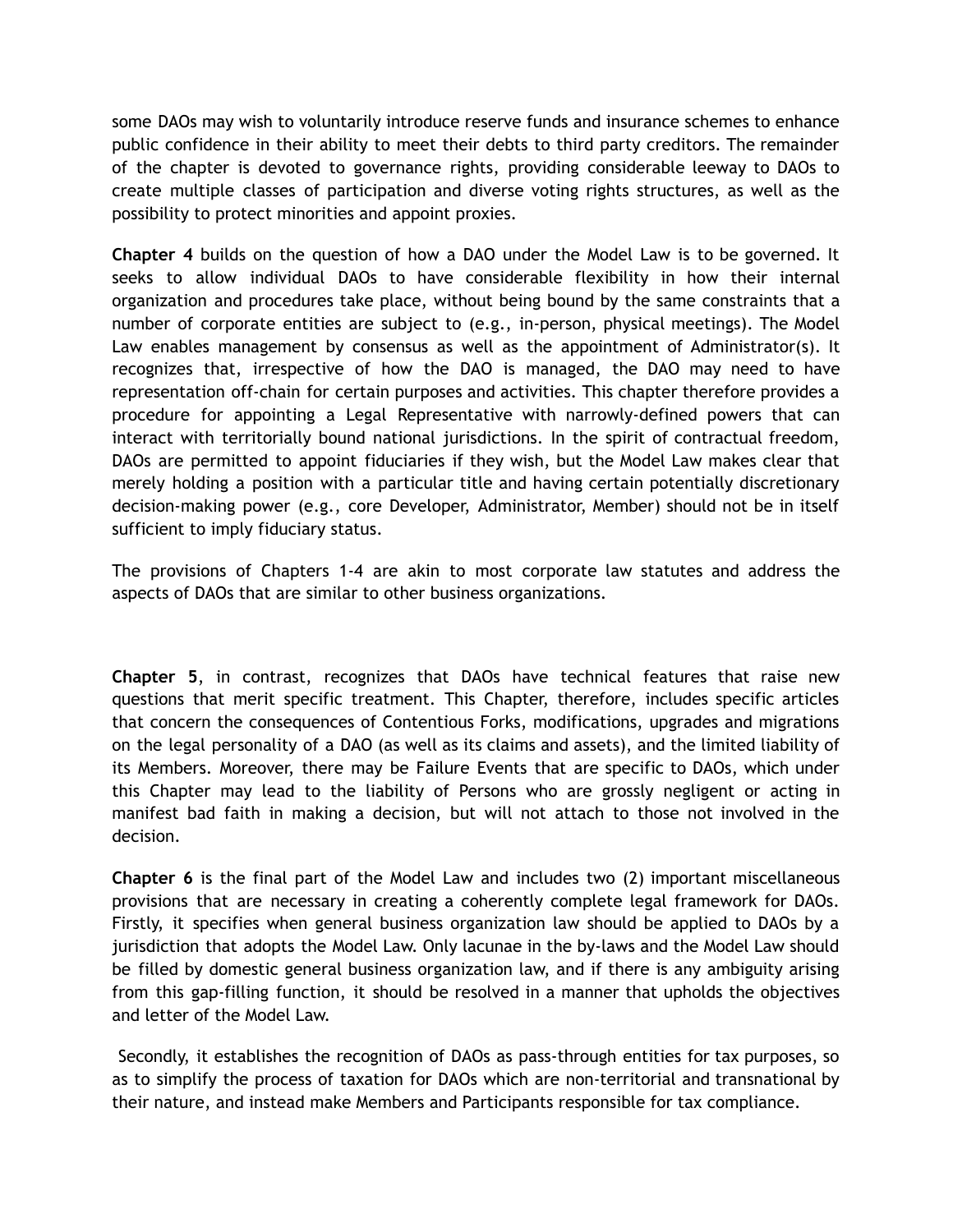some DAOs may wish to voluntarily introduce reserve funds and insurance schemes to enhance public confidence in their ability to meet their debts to third party creditors. The remainder of the chapter is devoted to governance rights, providing considerable leeway to DAOs to create multiple classes of participation and diverse voting rights structures, as well as the possibility to protect minorities and appoint proxies.

**Chapter 4** builds on the question of how a DAO under the Model Law is to be governed. It seeks to allow individual DAOs to have considerable flexibility in how their internal organization and procedures take place, without being bound by the same constraints that a number of corporate entities are subject to (e.g., in-person, physical meetings). The Model Law enables management by consensus as well as the appointment of Administrator(s). It recognizes that, irrespective of how the DAO is managed, the DAO may need to have representation off-chain for certain purposes and activities. This chapter therefore provides a procedure for appointing a Legal Representative with narrowly-defined powers that can interact with territorially bound national jurisdictions. In the spirit of contractual freedom, DAOs are permitted to appoint fiduciaries if they wish, but the Model Law makes clear that merely holding a position with a particular title and having certain potentially discretionary decision-making power (e.g., core Developer, Administrator, Member) should not be in itself sufficient to imply fiduciary status.

The provisions of Chapters 1-4 are akin to most corporate law statutes and address the aspects of DAOs that are similar to other business organizations.

**Chapter 5**, in contrast, recognizes that DAOs have technical features that raise new questions that merit specific treatment. This Chapter, therefore, includes specific articles that concern the consequences of Contentious Forks, modifications, upgrades and migrations on the legal personality of a DAO (as well as its claims and assets), and the limited liability of its Members. Moreover, there may be Failure Events that are specific to DAOs, which under this Chapter may lead to the liability of Persons who are grossly negligent or acting in manifest bad faith in making a decision, but will not attach to those not involved in the decision.

**Chapter 6** is the final part of the Model Law and includes two (2) important miscellaneous provisions that are necessary in creating a coherently complete legal framework for DAOs. Firstly, it specifies when general business organization law should be applied to DAOs by a jurisdiction that adopts the Model Law. Only lacunae in the by-laws and the Model Law should be filled by domestic general business organization law, and if there is any ambiguity arising from this gap-filling function, it should be resolved in a manner that upholds the objectives and letter of the Model Law.

Secondly, it establishes the recognition of DAOs as pass-through entities for tax purposes, so as to simplify the process of taxation for DAOs which are non-territorial and transnational by their nature, and instead make Members and Participants responsible for tax compliance.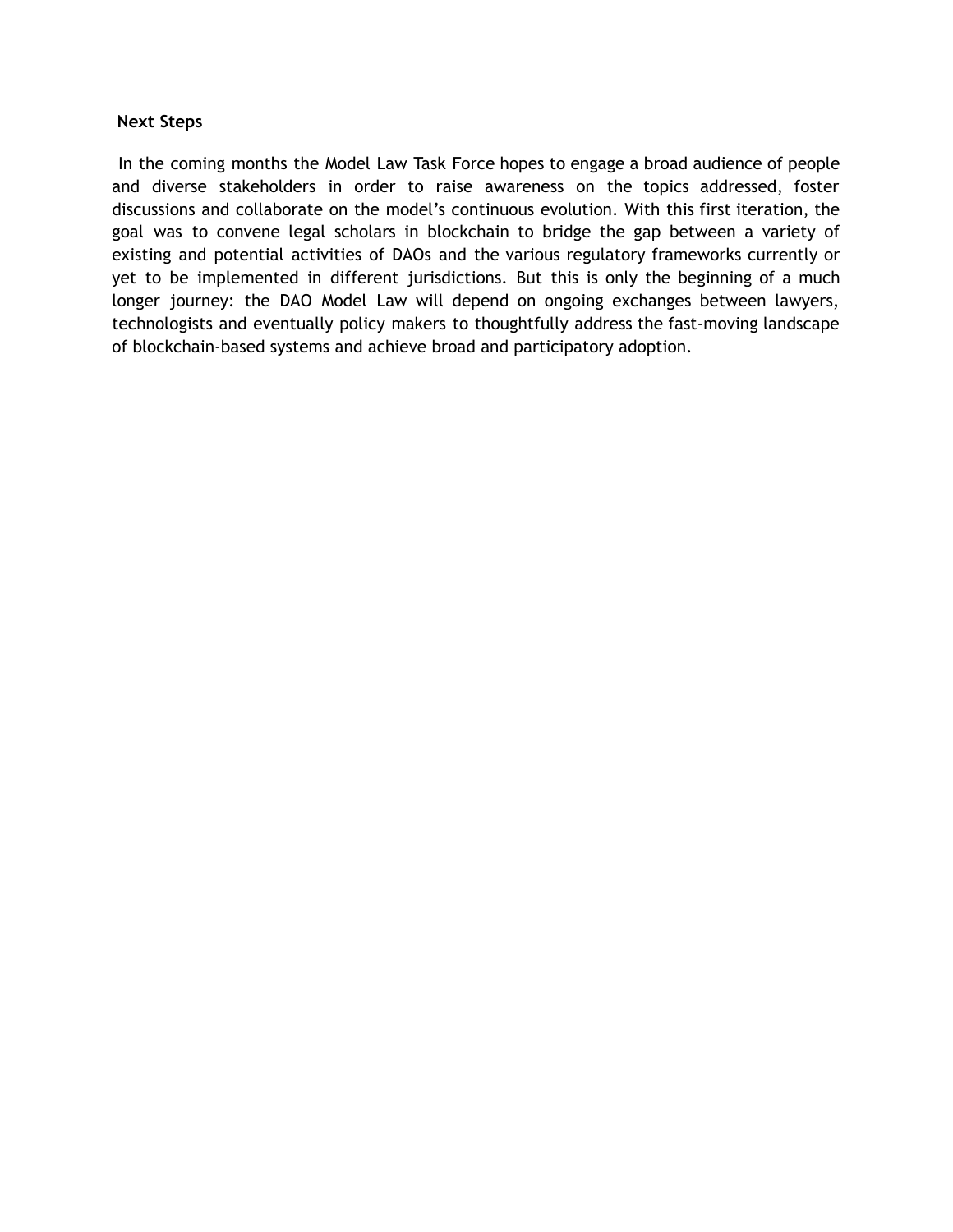**Next Steps**

In the coming months the Model Law Task Force hopes to engage a broad audience of people and diverse stakeholders in order to raise awareness on the topics addressed, foster discussions and collaborate on the model's continuous evolution. With this first iteration, the goal was to convene legal scholars in blockchain to bridge the gap between a variety of existing and potential activities of DAOs and the various regulatory frameworks currently or yet to be implemented in different jurisdictions. But this is only the beginning of a much longer journey: the DAO Model Law will depend on ongoing exchanges between lawyers, technologists and eventually policy makers to thoughtfully address the fast-moving landscape of blockchain-based systems and achieve broad and participatory adoption.